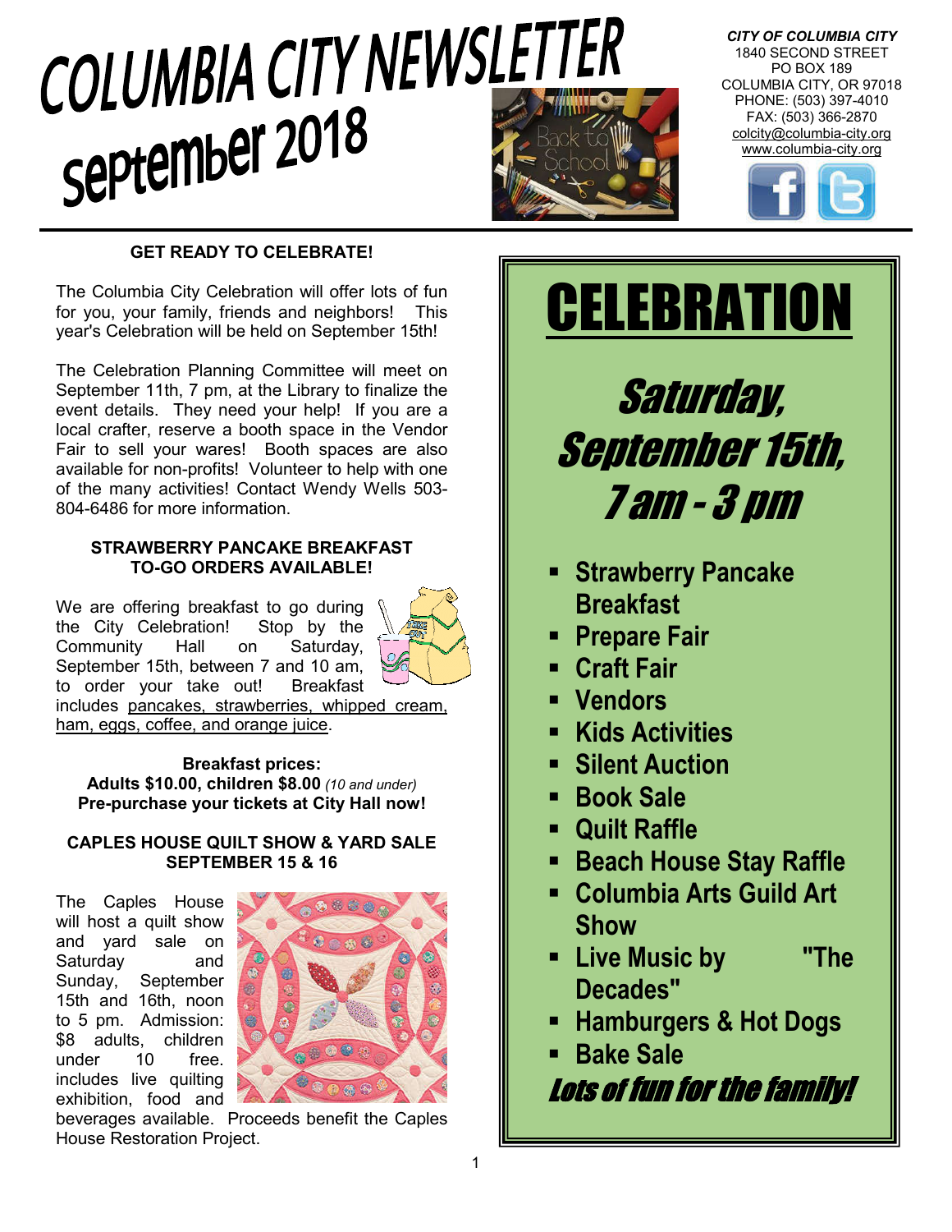# COLUMBIA CITY NEWSLETTER
# September 2018

*CITY OF COLUMBIA CITY*
1840 SECOND STREET
PO BOX 189
COLUMBIA CITY, OR 97018
PHONE: (503) 397-4010
FAX: (503) 366-2870
colcity@columbia-city.org
www.columbia-city.org

### GET READY TO CELEBRATE!

The Columbia City Celebration will offer lots of fun for you, your family, friends and neighbors! This year's Celebration will be held on September 15th!

The Celebration Planning Committee will meet on September 11th, 7 pm, at the Library to finalize the event details. They need your help! If you are a local crafter, reserve a booth space in the Vendor Fair to sell your wares! Booth spaces are also available for non-profits! Volunteer to help with one of the many activities! Contact Wendy Wells 503-804-6486 for more information.

### STRAWBERRY PANCAKE BREAKFAST TO-GO ORDERS AVAILABLE!

We are offering breakfast to go during the City Celebration! Stop by the Community Hall on Saturday, September 15th, between 7 and 10 am, to order your take out! Breakfast includes pancakes, strawberries, whipped cream, ham, eggs, coffee, and orange juice.

**Breakfast prices:**
**Adults $10.00, children $8.00** *(10 and under)*
**Pre-purchase your tickets at City Hall now!**

### CAPLES HOUSE QUILT SHOW & YARD SALE SEPTEMBER 15 & 16

The Caples House will host a quilt show and yard sale on Saturday and Sunday, September 15th and 16th, noon to 5 pm. Admission: $8 adults, children under 10 free. includes live quilting exhibition, food and beverages available. Proceeds benefit the Caples House Restoration Project.

# CELEBRATION

## *Saturday, September 15th, 7 am - 3 pm*

- **Strawberry Pancake Breakfast**
- **Prepare Fair**
- **Craft Fair**
- **Vendors**
- **Kids Activities**
- **Silent Auction**
- **Book Sale**
- **Quilt Raffle**
- **Beach House Stay Raffle**
- **Columbia Arts Guild Art Show**
- **Live Music by "The Decades"**
- **Hamburgers & Hot Dogs**
- **Bake Sale**

***Lots of fun for the family!***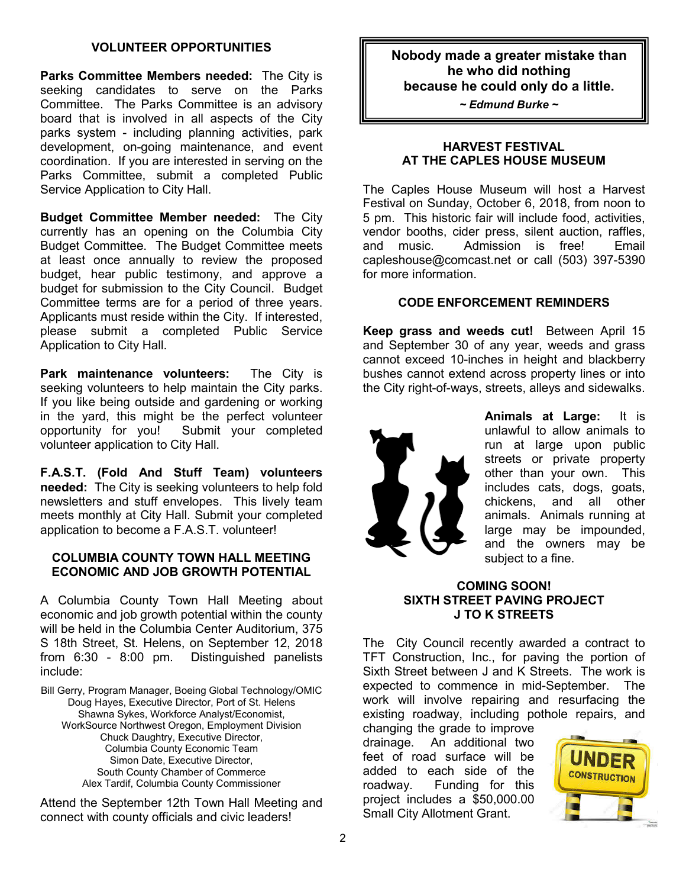## VOLUNTEER OPPORTUNITIES

**Parks Committee Members needed:** The City is seeking candidates to serve on the Parks Committee. The Parks Committee is an advisory board that is involved in all aspects of the City parks system - including planning activities, park development, on-going maintenance, and event coordination. If you are interested in serving on the Parks Committee, submit a completed Public Service Application to City Hall.

**Budget Committee Member needed:** The City currently has an opening on the Columbia City Budget Committee. The Budget Committee meets at least once annually to review the proposed budget, hear public testimony, and approve a budget for submission to the City Council. Budget Committee terms are for a period of three years. Applicants must reside within the City. If interested, please submit a completed Public Service Application to City Hall.

**Park maintenance volunteers:** The City is seeking volunteers to help maintain the City parks. If you like being outside and gardening or working in the yard, this might be the perfect volunteer opportunity for you! Submit your completed volunteer application to City Hall.

**F.A.S.T. (Fold And Stuff Team) volunteers needed:** The City is seeking volunteers to help fold newsletters and stuff envelopes. This lively team meets monthly at City Hall. Submit your completed application to become a F.A.S.T. volunteer!

## COLUMBIA COUNTY TOWN HALL MEETING ECONOMIC AND JOB GROWTH POTENTIAL

A Columbia County Town Hall Meeting about economic and job growth potential within the county will be held in the Columbia Center Auditorium, 375 S 18th Street, St. Helens, on September 12, 2018 from 6:30 - 8:00 pm. Distinguished panelists include:

Bill Gerry, Program Manager, Boeing Global Technology/OMIC
Doug Hayes, Executive Director, Port of St. Helens
Shawna Sykes, Workforce Analyst/Economist, WorkSource Northwest Oregon, Employment Division
Chuck Daughtry, Executive Director, Columbia County Economic Team
Simon Date, Executive Director, South County Chamber of Commerce
Alex Tardif, Columbia County Commissioner

Attend the September 12th Town Hall Meeting and connect with county officials and civic leaders!

**Nobody made a greater mistake than he who did nothing because he could only do a little.**

***~ Edmund Burke ~***

## HARVEST FESTIVAL AT THE CAPLES HOUSE MUSEUM

The Caples House Museum will host a Harvest Festival on Sunday, October 6, 2018, from noon to 5 pm. This historic fair will include food, activities, vendor booths, cider press, silent auction, raffles, and music. Admission is free! Email capleshouse@comcast.net or call (503) 397-5390 for more information.

## CODE ENFORCEMENT REMINDERS

**Keep grass and weeds cut!** Between April 15 and September 30 of any year, weeds and grass cannot exceed 10-inches in height and blackberry bushes cannot extend across property lines or into the City right-of-ways, streets, alleys and sidewalks.

**Animals at Large:** It is unlawful to allow animals to run at large upon public streets or private property other than your own. This includes cats, dogs, goats, chickens, and all other animals. Animals running at large may be impounded, and the owners may be subject to a fine.

## COMING SOON! SIXTH STREET PAVING PROJECT J TO K STREETS

The City Council recently awarded a contract to TFT Construction, Inc., for paving the portion of Sixth Street between J and K Streets. The work is expected to commence in mid-September. The work will involve repairing and resurfacing the existing roadway, including pothole repairs, and changing the grade to improve drainage. An additional two feet of road surface will be added to each side of the roadway. Funding for this project includes a $50,000.00 Small City Allotment Grant.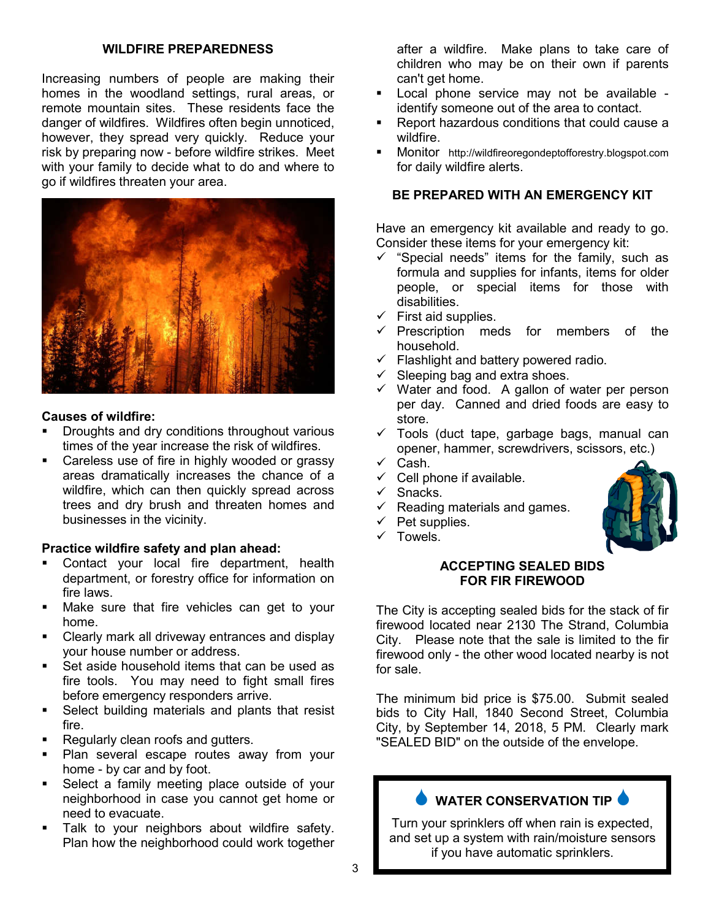## WILDFIRE PREPAREDNESS

Increasing numbers of people are making their homes in the woodland settings, rural areas, or remote mountain sites. These residents face the danger of wildfires. Wildfires often begin unnoticed, however, they spread very quickly. Reduce your risk by preparing now - before wildfire strikes. Meet with your family to decide what to do and where to go if wildfires threaten your area.

**Causes of wildfire:**

- Droughts and dry conditions throughout various times of the year increase the risk of wildfires.
- Careless use of fire in highly wooded or grassy areas dramatically increases the chance of a wildfire, which can then quickly spread across trees and dry brush and threaten homes and businesses in the vicinity.

**Practice wildfire safety and plan ahead:**

- Contact your local fire department, health department, or forestry office for information on fire laws.
- Make sure that fire vehicles can get to your home.
- Clearly mark all driveway entrances and display your house number or address.
- Set aside household items that can be used as fire tools. You may need to fight small fires before emergency responders arrive.
- Select building materials and plants that resist fire.
- Regularly clean roofs and gutters.
- Plan several escape routes away from your home - by car and by foot.
- Select a family meeting place outside of your neighborhood in case you cannot get home or need to evacuate.
- Talk to your neighbors about wildfire safety. Plan how the neighborhood could work together after a wildfire. Make plans to take care of children who may be on their own if parents can't get home.
- Local phone service may not be available - identify someone out of the area to contact.
- Report hazardous conditions that could cause a wildfire.
- Monitor http://wildfireoregondeptofforestry.blogspot.com for daily wildfire alerts.

## BE PREPARED WITH AN EMERGENCY KIT

Have an emergency kit available and ready to go. Consider these items for your emergency kit:

- ✓ "Special needs" items for the family, such as formula and supplies for infants, items for older people, or special items for those with disabilities.
- ✓ First aid supplies.
- ✓ Prescription meds for members of the household.
- ✓ Flashlight and battery powered radio.
- ✓ Sleeping bag and extra shoes.
- ✓ Water and food. A gallon of water per person per day. Canned and dried foods are easy to store.
- ✓ Tools (duct tape, garbage bags, manual can opener, hammer, screwdrivers, scissors, etc.)
- ✓ Cash.
- ✓ Cell phone if available.
- ✓ Snacks.
- ✓ Reading materials and games.
- ✓ Pet supplies.
- ✓ Towels.

## ACCEPTING SEALED BIDS FOR FIR FIREWOOD

The City is accepting sealed bids for the stack of fir firewood located near 2130 The Strand, Columbia City. Please note that the sale is limited to the fir firewood only - the other wood located nearby is not for sale.

The minimum bid price is $75.00. Submit sealed bids to City Hall, 1840 Second Street, Columbia City, by September 14, 2018, 5 PM. Clearly mark "SEALED BID" on the outside of the envelope.

## WATER CONSERVATION TIP

Turn your sprinklers off when rain is expected, and set up a system with rain/moisture sensors if you have automatic sprinklers.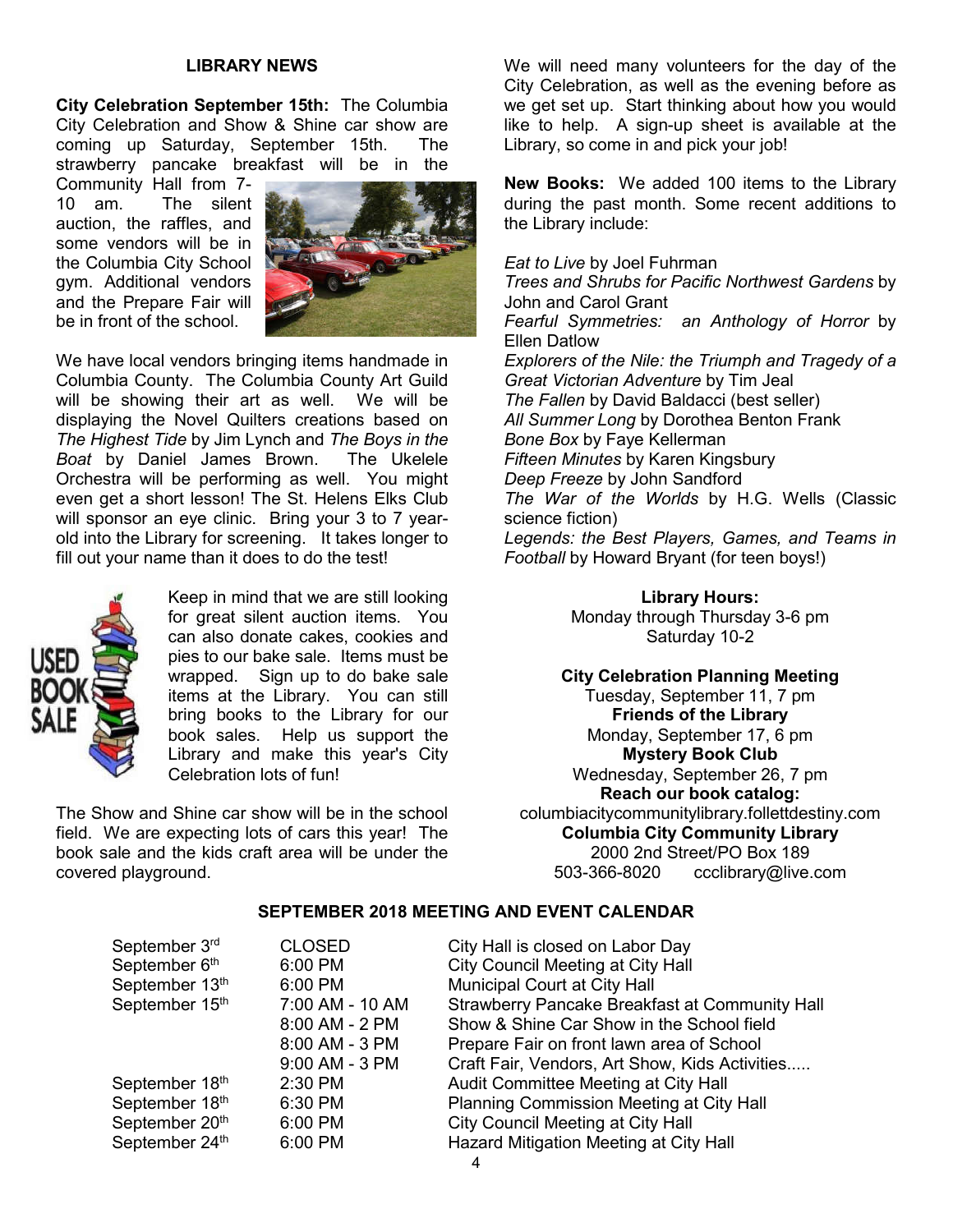## LIBRARY NEWS

**City Celebration September 15th:** The Columbia City Celebration and Show & Shine car show are coming up Saturday, September 15th. The strawberry pancake breakfast will be in the Community Hall from 7-10 am. The silent auction, the raffles, and some vendors will be in the Columbia City School gym. Additional vendors and the Prepare Fair will be in front of the school.

We have local vendors bringing items handmade in Columbia County. The Columbia County Art Guild will be showing their art as well. We will be displaying the Novel Quilters creations based on *The Highest Tide* by Jim Lynch and *The Boys in the Boat* by Daniel James Brown. The Ukelele Orchestra will be performing as well. You might even get a short lesson! The St. Helens Elks Club will sponsor an eye clinic. Bring your 3 to 7 year-old into the Library for screening. It takes longer to fill out your name than it does to do the test!

Keep in mind that we are still looking for great silent auction items. You can also donate cakes, cookies and pies to our bake sale. Items must be wrapped. Sign up to do bake sale items at the Library. You can still bring books to the Library for our book sales. Help us support the Library and make this year's City Celebration lots of fun!

The Show and Shine car show will be in the school field. We are expecting lots of cars this year! The book sale and the kids craft area will be under the covered playground.

We will need many volunteers for the day of the City Celebration, as well as the evening before as we get set up. Start thinking about how you would like to help. A sign-up sheet is available at the Library, so come in and pick your job!

**New Books:** We added 100 items to the Library during the past month. Some recent additions to the Library include:

*Eat to Live* by Joel Fuhrman
*Trees and Shrubs for Pacific Northwest Gardens* by John and Carol Grant
*Fearful Symmetries: an Anthology of Horror* by Ellen Datlow
*Explorers of the Nile: the Triumph and Tragedy of a Great Victorian Adventure* by Tim Jeal
*The Fallen* by David Baldacci (best seller)
*All Summer Long* by Dorothea Benton Frank
*Bone Box* by Faye Kellerman
*Fifteen Minutes* by Karen Kingsbury
*Deep Freeze* by John Sandford
*The War of the Worlds* by H.G. Wells (Classic science fiction)
*Legends: the Best Players, Games, and Teams in Football* by Howard Bryant (for teen boys!)

**Library Hours:**
Monday through Thursday 3-6 pm
Saturday 10-2

**City Celebration Planning Meeting**
Tuesday, September 11, 7 pm
**Friends of the Library**
Monday, September 17, 6 pm
**Mystery Book Club**
Wednesday, September 26, 7 pm
**Reach our book catalog:**
columbiacitycommunitylibrary.follettdestiny.com
**Columbia City Community Library**
2000 2nd Street/PO Box 189
503-366-8020 ccclibrary@live.com

## SEPTEMBER 2018 MEETING AND EVENT CALENDAR

| | | |
|---|---|---|
| September 3rd | CLOSED | City Hall is closed on Labor Day |
| September 6th | 6:00 PM | City Council Meeting at City Hall |
| September 13th | 6:00 PM | Municipal Court at City Hall |
| September 15th | 7:00 AM - 10 AM | Strawberry Pancake Breakfast at Community Hall |
| | 8:00 AM - 2 PM | Show & Shine Car Show in the School field |
| | 8:00 AM - 3 PM | Prepare Fair on front lawn area of School |
| | 9:00 AM - 3 PM | Craft Fair, Vendors, Art Show, Kids Activities..... |
| September 18th | 2:30 PM | Audit Committee Meeting at City Hall |
| September 18th | 6:30 PM | Planning Commission Meeting at City Hall |
| September 20th | 6:00 PM | City Council Meeting at City Hall |
| September 24th | 6:00 PM | Hazard Mitigation Meeting at City Hall |